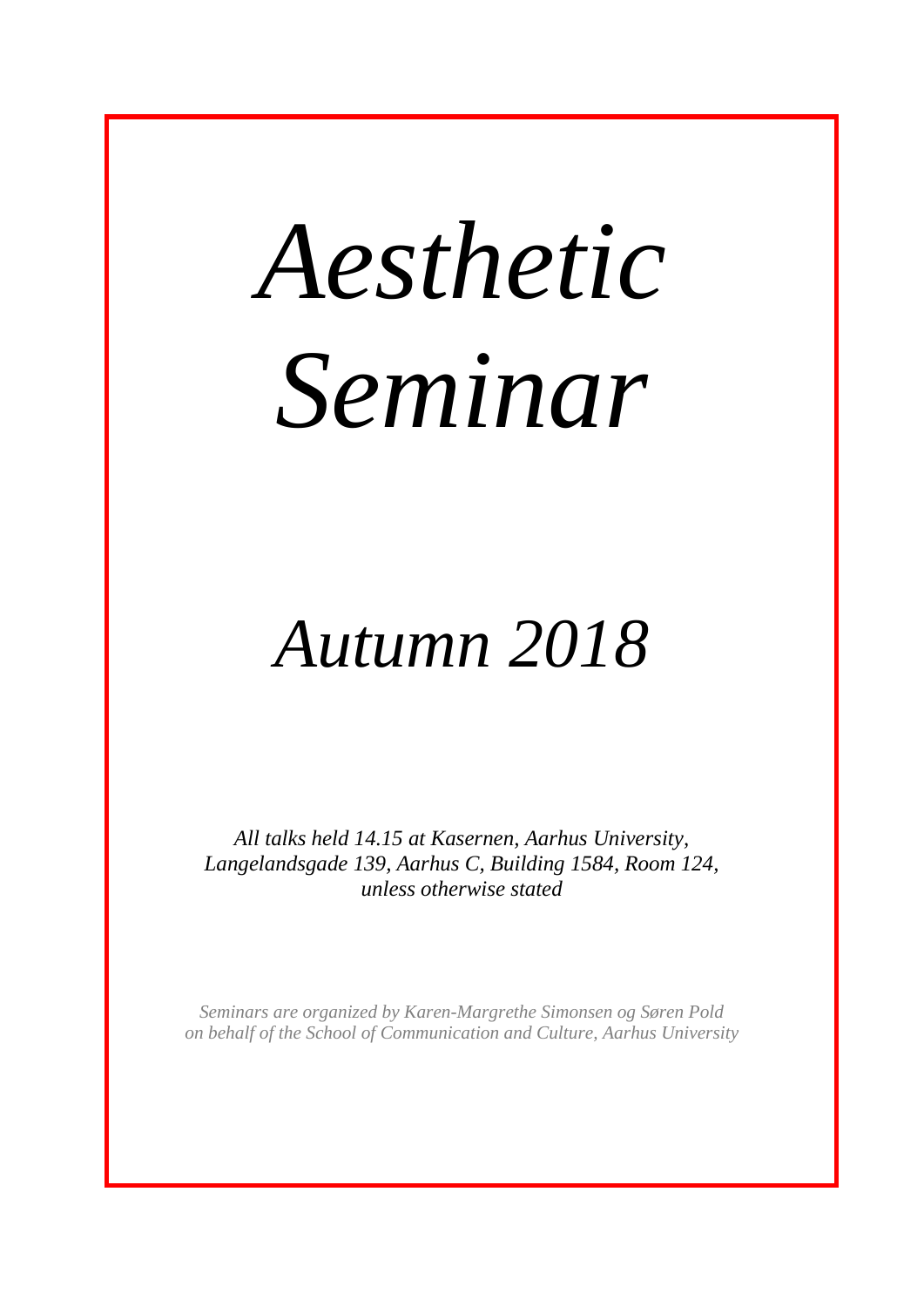# *Aesthetic Seminar*

## *Autumn 2018*

*All talks held 14.15 at Kasernen, Aarhus University, Langelandsgade 139, Aarhus C, Building 1584, Room 124, unless otherwise stated*

*Seminars are organized by Karen-Margrethe Simonsen og Søren Pold on behalf of the School of Communication and Culture, Aarhus University*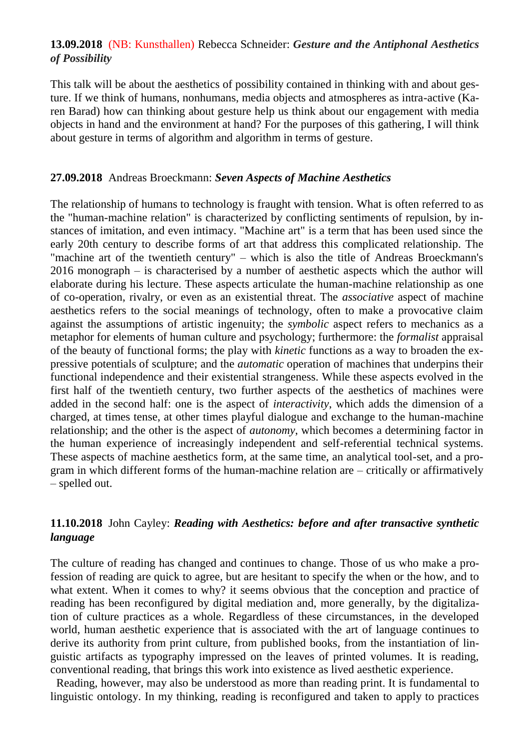**13.09.2018** (NB: Kunsthallen) Rebecca Schneider: ***Gesture and the Antiphonal Aesthetics of Possibility***

This talk will be about the aesthetics of possibility contained in thinking with and about gesture. If we think of humans, nonhumans, media objects and atmospheres as intra-active (Karen Barad) how can thinking about gesture help us think about our engagement with media objects in hand and the environment at hand? For the purposes of this gathering, I will think about gesture in terms of algorithm and algorithm in terms of gesture.

**27.09.2018** Andreas Broeckmann: ***Seven Aspects of Machine Aesthetics***

The relationship of humans to technology is fraught with tension. What is often referred to as the "human-machine relation" is characterized by conflicting sentiments of repulsion, by instances of imitation, and even intimacy. "Machine art" is a term that has been used since the early 20th century to describe forms of art that address this complicated relationship. The "machine art of the twentieth century" – which is also the title of Andreas Broeckmann's 2016 monograph – is characterised by a number of aesthetic aspects which the author will elaborate during his lecture. These aspects articulate the human-machine relationship as one of co-operation, rivalry, or even as an existential threat. The *associative* aspect of machine aesthetics refers to the social meanings of technology, often to make a provocative claim against the assumptions of artistic ingenuity; the *symbolic* aspect refers to mechanics as a metaphor for elements of human culture and psychology; furthermore: the *formalist* appraisal of the beauty of functional forms; the play with *kinetic* functions as a way to broaden the expressive potentials of sculpture; and the *automatic* operation of machines that underpins their functional independence and their existential strangeness. While these aspects evolved in the first half of the twentieth century, two further aspects of the aesthetics of machines were added in the second half: one is the aspect of *interactivity*, which adds the dimension of a charged, at times tense, at other times playful dialogue and exchange to the human-machine relationship; and the other is the aspect of *autonomy*, which becomes a determining factor in the human experience of increasingly independent and self-referential technical systems. These aspects of machine aesthetics form, at the same time, an analytical tool-set, and a program in which different forms of the human-machine relation are – critically or affirmatively – spelled out.

**11.10.2018** John Cayley: ***Reading with Aesthetics: before and after transactive synthetic language***

The culture of reading has changed and continues to change. Those of us who make a profession of reading are quick to agree, but are hesitant to specify the when or the how, and to what extent. When it comes to why? it seems obvious that the conception and practice of reading has been reconfigured by digital mediation and, more generally, by the digitalization of culture practices as a whole. Regardless of these circumstances, in the developed world, human aesthetic experience that is associated with the art of language continues to derive its authority from print culture, from published books, from the instantiation of linguistic artifacts as typography impressed on the leaves of printed volumes. It is reading, conventional reading, that brings this work into existence as lived aesthetic experience.

Reading, however, may also be understood as more than reading print. It is fundamental to linguistic ontology. In my thinking, reading is reconfigured and taken to apply to practices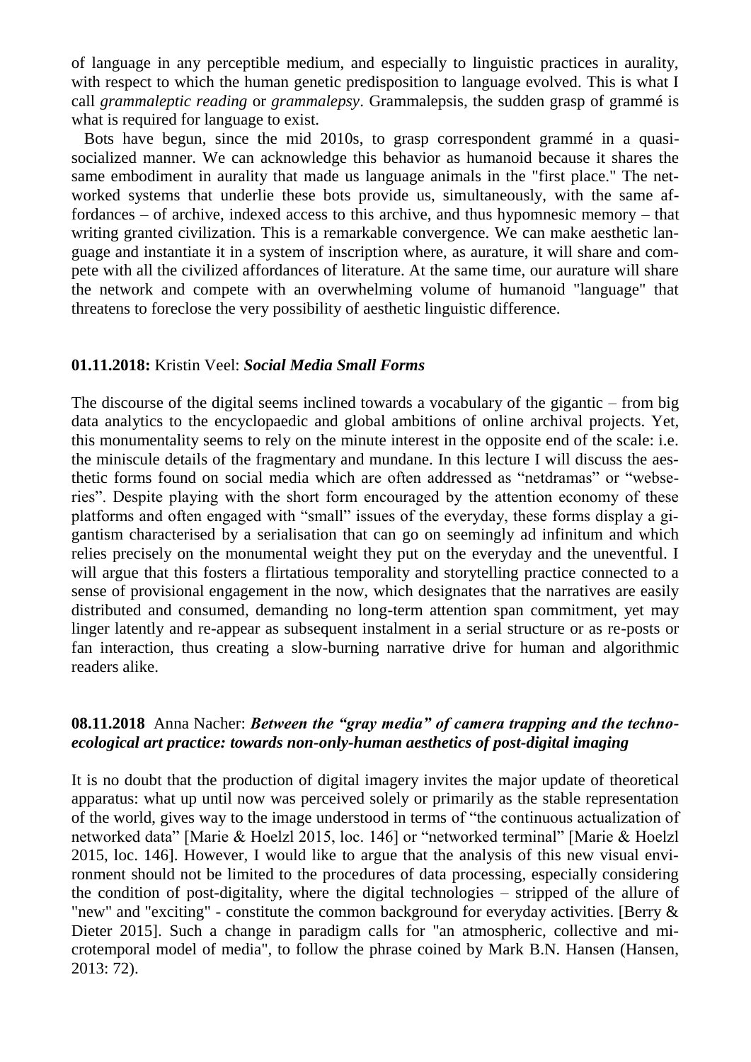of language in any perceptible medium, and especially to linguistic practices in aurality, with respect to which the human genetic predisposition to language evolved. This is what I call *grammaleptic reading* or *grammalepsy*. Grammalepsis, the sudden grasp of grammé is what is required for language to exist.

Bots have begun, since the mid 2010s, to grasp correspondent grammé in a quasi-socialized manner. We can acknowledge this behavior as humanoid because it shares the same embodiment in aurality that made us language animals in the "first place." The networked systems that underlie these bots provide us, simultaneously, with the same affordances – of archive, indexed access to this archive, and thus hypomnesic memory – that writing granted civilization. This is a remarkable convergence. We can make aesthetic language and instantiate it in a system of inscription where, as aurature, it will share and compete with all the civilized affordances of literature. At the same time, our aurature will share the network and compete with an overwhelming volume of humanoid "language" that threatens to foreclose the very possibility of aesthetic linguistic difference.

**01.11.2018:** Kristin Veel: ***Social Media Small Forms***

The discourse of the digital seems inclined towards a vocabulary of the gigantic – from big data analytics to the encyclopaedic and global ambitions of online archival projects. Yet, this monumentality seems to rely on the minute interest in the opposite end of the scale: i.e. the miniscule details of the fragmentary and mundane. In this lecture I will discuss the aesthetic forms found on social media which are often addressed as "netdramas" or "webseries". Despite playing with the short form encouraged by the attention economy of these platforms and often engaged with "small" issues of the everyday, these forms display a gigantism characterised by a serialisation that can go on seemingly ad infinitum and which relies precisely on the monumental weight they put on the everyday and the uneventful. I will argue that this fosters a flirtatious temporality and storytelling practice connected to a sense of provisional engagement in the now, which designates that the narratives are easily distributed and consumed, demanding no long-term attention span commitment, yet may linger latently and re-appear as subsequent instalment in a serial structure or as re-posts or fan interaction, thus creating a slow-burning narrative drive for human and algorithmic readers alike.

**08.11.2018** Anna Nacher: ***Between the "gray media" of camera trapping and the techno-ecological art practice: towards non-only-human aesthetics of post-digital imaging***

It is no doubt that the production of digital imagery invites the major update of theoretical apparatus: what up until now was perceived solely or primarily as the stable representation of the world, gives way to the image understood in terms of "the continuous actualization of networked data" [Marie & Hoelzl 2015, loc. 146] or "networked terminal" [Marie & Hoelzl 2015, loc. 146]. However, I would like to argue that the analysis of this new visual environment should not be limited to the procedures of data processing, especially considering the condition of post-digitality, where the digital technologies – stripped of the allure of "new" and "exciting" - constitute the common background for everyday activities. [Berry & Dieter 2015]. Such a change in paradigm calls for "an atmospheric, collective and microtemporal model of media", to follow the phrase coined by Mark B.N. Hansen (Hansen, 2013: 72).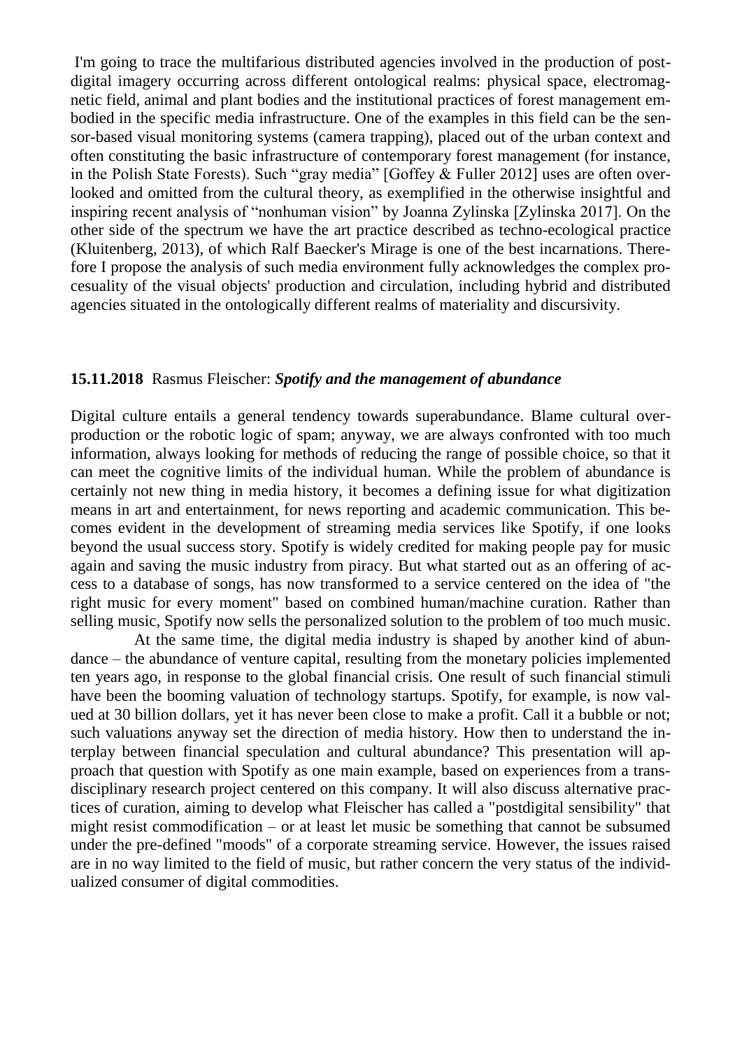I'm going to trace the multifarious distributed agencies involved in the production of post-digital imagery occurring across different ontological realms: physical space, electromagnetic field, animal and plant bodies and the institutional practices of forest management embodied in the specific media infrastructure. One of the examples in this field can be the sensor-based visual monitoring systems (camera trapping), placed out of the urban context and often constituting the basic infrastructure of contemporary forest management (for instance, in the Polish State Forests). Such "gray media" [Goffey & Fuller 2012] uses are often overlooked and omitted from the cultural theory, as exemplified in the otherwise insightful and inspiring recent analysis of "nonhuman vision" by Joanna Zylinska [Zylinska 2017]. On the other side of the spectrum we have the art practice described as techno-ecological practice (Kluitenberg, 2013), of which Ralf Baecker's Mirage is one of the best incarnations. Therefore I propose the analysis of such media environment fully acknowledges the complex processuality of the visual objects' production and circulation, including hybrid and distributed agencies situated in the ontologically different realms of materiality and discursivity.

**15.11.2018** Rasmus Fleischer: ***Spotify and the management of abundance***

Digital culture entails a general tendency towards superabundance. Blame cultural overproduction or the robotic logic of spam; anyway, we are always confronted with too much information, always looking for methods of reducing the range of possible choice, so that it can meet the cognitive limits of the individual human. While the problem of abundance is certainly not new thing in media history, it becomes a defining issue for what digitization means in art and entertainment, for news reporting and academic communication. This becomes evident in the development of streaming media services like Spotify, if one looks beyond the usual success story. Spotify is widely credited for making people pay for music again and saving the music industry from piracy. But what started out as an offering of access to a database of songs, has now transformed to a service centered on the idea of "the right music for every moment" based on combined human/machine curation. Rather than selling music, Spotify now sells the personalized solution to the problem of too much music.

At the same time, the digital media industry is shaped by another kind of abundance – the abundance of venture capital, resulting from the monetary policies implemented ten years ago, in response to the global financial crisis. One result of such financial stimuli have been the booming valuation of technology startups. Spotify, for example, is now valued at 30 billion dollars, yet it has never been close to make a profit. Call it a bubble or not; such valuations anyway set the direction of media history. How then to understand the interplay between financial speculation and cultural abundance? This presentation will approach that question with Spotify as one main example, based on experiences from a transdisciplinary research project centered on this company. It will also discuss alternative practices of curation, aiming to develop what Fleischer has called a "postdigital sensibility" that might resist commodification – or at least let music be something that cannot be subsumed under the pre-defined "moods" of a corporate streaming service. However, the issues raised are in no way limited to the field of music, but rather concern the very status of the individualized consumer of digital commodities.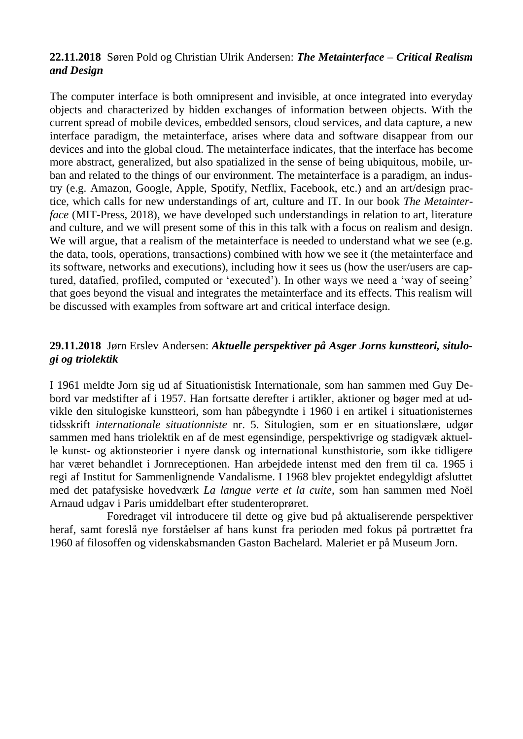**22.11.2018** Søren Pold og Christian Ulrik Andersen: ***The Metainterface – Critical Realism and Design***

The computer interface is both omnipresent and invisible, at once integrated into everyday objects and characterized by hidden exchanges of information between objects. With the current spread of mobile devices, embedded sensors, cloud services, and data capture, a new interface paradigm, the metainterface, arises where data and software disappear from our devices and into the global cloud. The metainterface indicates, that the interface has become more abstract, generalized, but also spatialized in the sense of being ubiquitous, mobile, urban and related to the things of our environment. The metainterface is a paradigm, an industry (e.g. Amazon, Google, Apple, Spotify, Netflix, Facebook, etc.) and an art/design practice, which calls for new understandings of art, culture and IT. In our book *The Metainterface* (MIT-Press, 2018), we have developed such understandings in relation to art, literature and culture, and we will present some of this in this talk with a focus on realism and design. We will argue, that a realism of the metainterface is needed to understand what we see (e.g. the data, tools, operations, transactions) combined with how we see it (the metainterface and its software, networks and executions), including how it sees us (how the user/users are captured, datafied, profiled, computed or 'executed'). In other ways we need a 'way of seeing' that goes beyond the visual and integrates the metainterface and its effects. This realism will be discussed with examples from software art and critical interface design.

**29.11.2018** Jørn Erslev Andersen: ***Aktuelle perspektiver på Asger Jorns kunstteori, situlogi og triolektik***

I 1961 meldte Jorn sig ud af Situationistisk Internationale, som han sammen med Guy Debord var medstifter af i 1957. Han fortsatte derefter i artikler, aktioner og bøger med at udvikle den situlogiske kunstteori, som han påbegyndte i 1960 i en artikel i situationisternes tidsskrift *internationale situationniste* nr. 5. Situlogien, som er en situationslære, udgør sammen med hans triolektik en af de mest egensindige, perspektivrige og stadigvæk aktuelle kunst- og aktionsteorier i nyere dansk og international kunsthistorie, som ikke tidligere har været behandlet i Jornreceptionen. Han arbejdede intenst med den frem til ca. 1965 i regi af Institut for Sammenlignende Vandalisme. I 1968 blev projektet endegyldigt afsluttet med det patafysiske hovedværk *La langue verte et la cuite*, som han sammen med Noël Arnaud udgav i Paris umiddelbart efter studenteroprøret.

Foredraget vil introducere til dette og give bud på aktualiserende perspektiver heraf, samt foreslå nye forståelser af hans kunst fra perioden med fokus på portrættet fra 1960 af filosoffen og videnskabsmanden Gaston Bachelard. Maleriet er på Museum Jorn.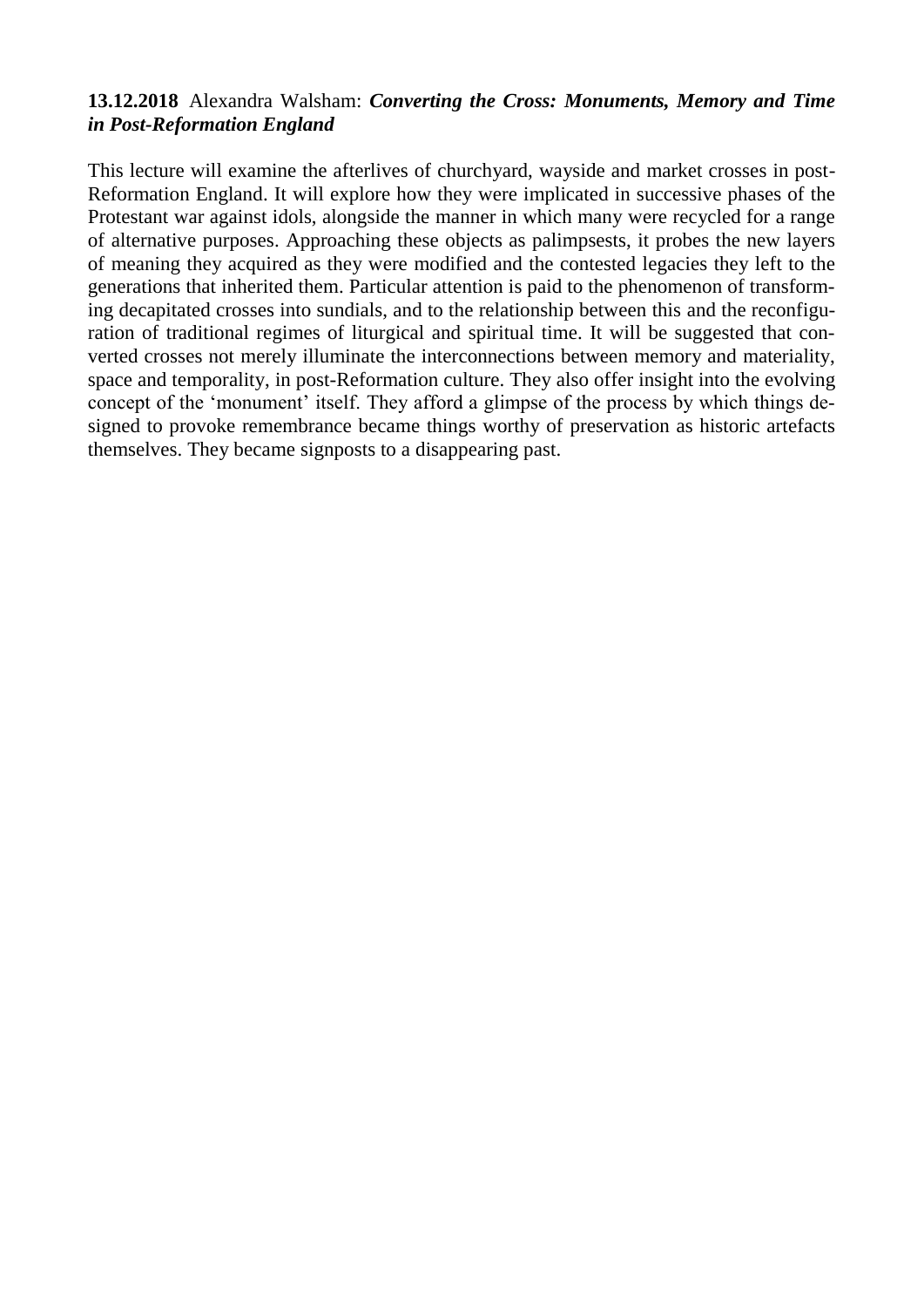**13.12.2018** Alexandra Walsham: ***Converting the Cross: Monuments, Memory and Time in Post-Reformation England***

This lecture will examine the afterlives of churchyard, wayside and market crosses in post-Reformation England. It will explore how they were implicated in successive phases of the Protestant war against idols, alongside the manner in which many were recycled for a range of alternative purposes. Approaching these objects as palimpsests, it probes the new layers of meaning they acquired as they were modified and the contested legacies they left to the generations that inherited them. Particular attention is paid to the phenomenon of transforming decapitated crosses into sundials, and to the relationship between this and the reconfiguration of traditional regimes of liturgical and spiritual time. It will be suggested that converted crosses not merely illuminate the interconnections between memory and materiality, space and temporality, in post-Reformation culture. They also offer insight into the evolving concept of the 'monument' itself. They afford a glimpse of the process by which things designed to provoke remembrance became things worthy of preservation as historic artefacts themselves. They became signposts to a disappearing past.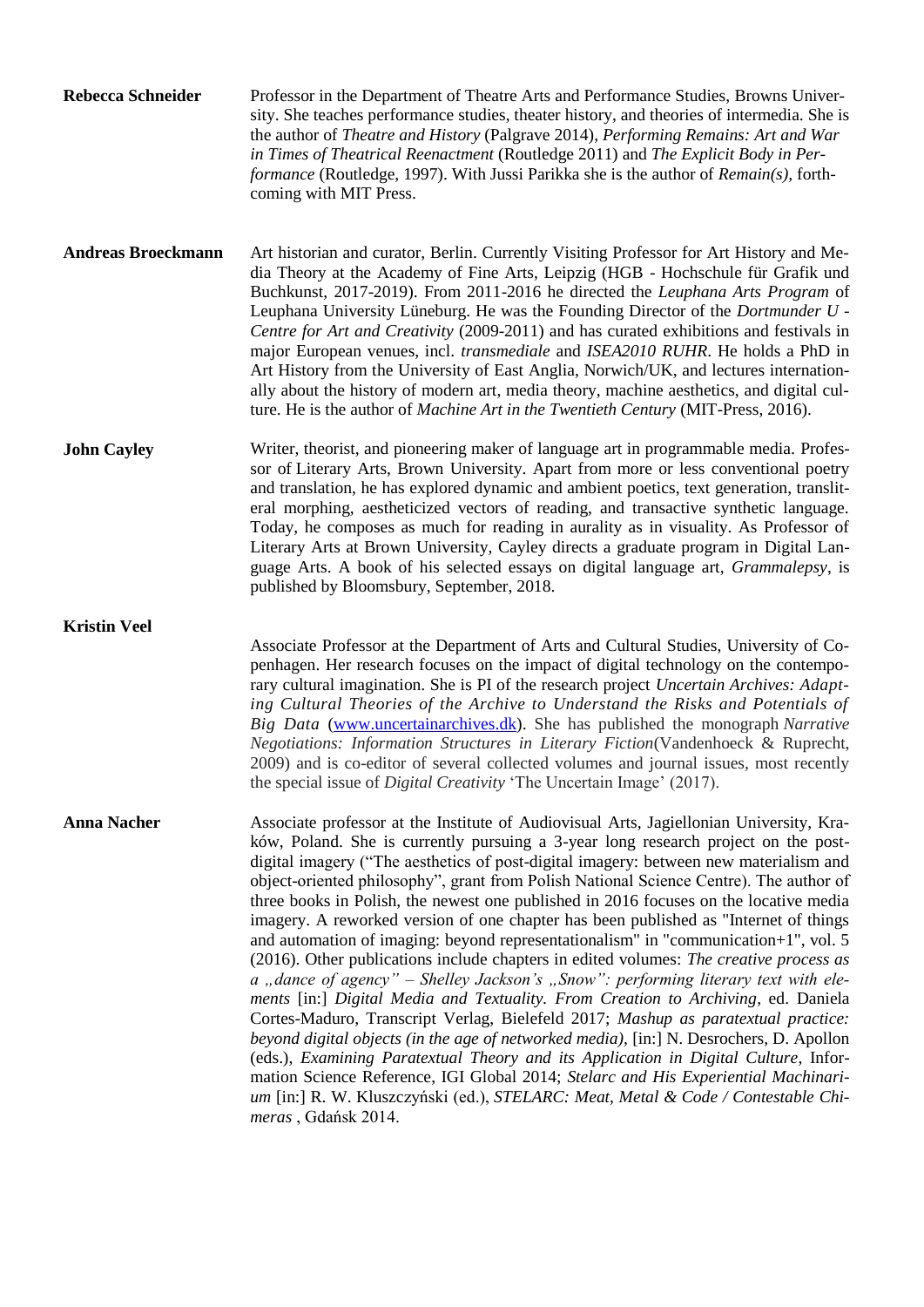**Rebecca Schneider**

Professor in the Department of Theatre Arts and Performance Studies, Browns University. She teaches performance studies, theater history, and theories of intermedia. She is the author of *Theatre and History* (Palgrave 2014), *Performing Remains: Art and War in Times of Theatrical Reenactment* (Routledge 2011) and *The Explicit Body in Performance* (Routledge, 1997). With Jussi Parikka she is the author of *Remain(s)*, forthcoming with MIT Press.

**Andreas Broeckmann**

Art historian and curator, Berlin. Currently Visiting Professor for Art History and Media Theory at the Academy of Fine Arts, Leipzig (HGB - Hochschule für Grafik und Buchkunst, 2017-2019). From 2011-2016 he directed the *Leuphana Arts Program* of Leuphana University Lüneburg. He was the Founding Director of the *Dortmunder U - Centre for Art and Creativity* (2009-2011) and has curated exhibitions and festivals in major European venues, incl. *transmediale* and *ISEA2010 RUHR*. He holds a PhD in Art History from the University of East Anglia, Norwich/UK, and lectures internationally about the history of modern art, media theory, machine aesthetics, and digital culture. He is the author of *Machine Art in the Twentieth Century* (MIT-Press, 2016).

**John Cayley**

Writer, theorist, and pioneering maker of language art in programmable media. Professor of Literary Arts, Brown University. Apart from more or less conventional poetry and translation, he has explored dynamic and ambient poetics, text generation, transliteral morphing, aestheticized vectors of reading, and transactive synthetic language. Today, he composes as much for reading in aurality as in visuality. As Professor of Literary Arts at Brown University, Cayley directs a graduate program in Digital Language Arts. A book of his selected essays on digital language art, *Grammalepsy*, is published by Bloomsbury, September, 2018.

**Kristin Veel**

Associate Professor at the Department of Arts and Cultural Studies, University of Copenhagen. Her research focuses on the impact of digital technology on the contemporary cultural imagination. She is PI of the research project *Uncertain Archives: Adapting Cultural Theories of the Archive to Understand the Risks and Potentials of Big Data* ([www.uncertainarchives.dk](http://www.uncertainarchives.dk)). She has published the monograph *Narrative Negotiations: Information Structures in Literary Fiction*(Vandenhoeck & Ruprecht, 2009) and is co-editor of several collected volumes and journal issues, most recently the special issue of *Digital Creativity* 'The Uncertain Image' (2017).

**Anna Nacher**

Associate professor at the Institute of Audiovisual Arts, Jagiellonian University, Kraków, Poland. She is currently pursuing a 3-year long research project on the post-digital imagery ("The aesthetics of post-digital imagery: between new materialism and object-oriented philosophy", grant from Polish National Science Centre). The author of three books in Polish, the newest one published in 2016 focuses on the locative media imagery. A reworked version of one chapter has been published as "Internet of things and automation of imaging: beyond representationalism" in "communication+1", vol. 5 (2016). Other publications include chapters in edited volumes: *The creative process as a „dance of agency" – Shelley Jackson's „Snow": performing literary text with elements* [in:] *Digital Media and Textuality. From Creation to Archiving*, ed. Daniela Cortes-Maduro, Transcript Verlag, Bielefeld 2017; *Mashup as paratextual practice: beyond digital objects (in the age of networked media),* [in:] N. Desrochers, D. Apollon (eds.), *Examining Paratextual Theory and its Application in Digital Culture*, Information Science Reference, IGI Global 2014; *Stelarc and His Experiential Machinarium* [in:] R. W. Kluszczyński (ed.), *STELARC: Meat, Metal & Code / Contestable Chimeras* , Gdańsk 2014.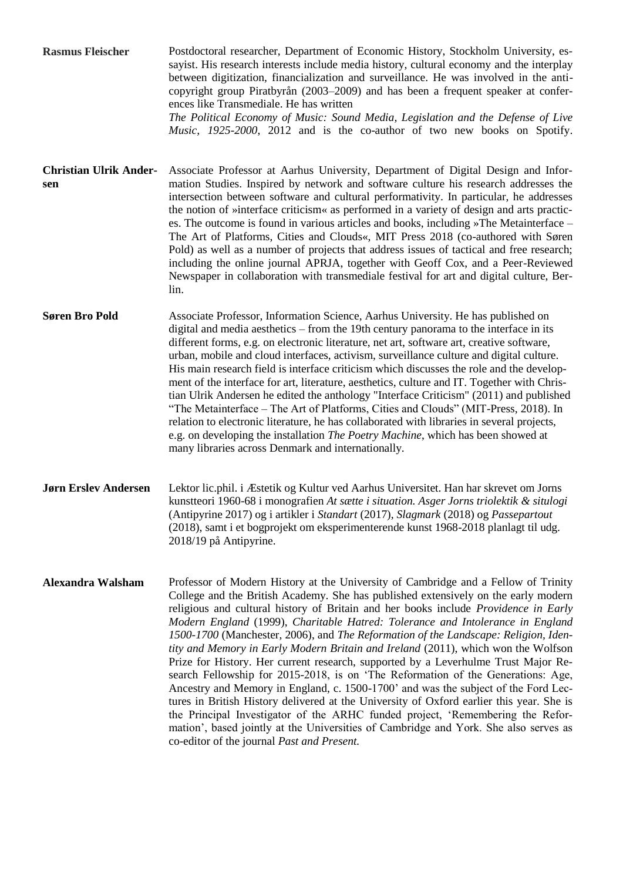**Rasmus Fleischer**

Postdoctoral researcher, Department of Economic History, Stockholm University, essayist. His research interests include media history, cultural economy and the interplay between digitization, financialization and surveillance. He was involved in the anti-copyright group Piratbyrån (2003–2009) and has been a frequent speaker at conferences like Transmediale. He has written *The Political Economy of Music: Sound Media, Legislation and the Defense of Live Music, 1925-2000*, 2012 and is the co-author of two new books on Spotify.

**Christian Ulrik Andersen**

Associate Professor at Aarhus University, Department of Digital Design and Information Studies. Inspired by network and software culture his research addresses the intersection between software and cultural performativity. In particular, he addresses the notion of »interface criticism« as performed in a variety of design and arts practices. The outcome is found in various articles and books, including »The Metainterface – The Art of Platforms, Cities and Clouds«, MIT Press 2018 (co-authored with Søren Pold) as well as a number of projects that address issues of tactical and free research; including the online journal APRJA, together with Geoff Cox, and a Peer-Reviewed Newspaper in collaboration with transmediale festival for art and digital culture, Berlin.

**Søren Bro Pold**

Associate Professor, Information Science, Aarhus University. He has published on digital and media aesthetics – from the 19th century panorama to the interface in its different forms, e.g. on electronic literature, net art, software art, creative software, urban, mobile and cloud interfaces, activism, surveillance culture and digital culture. His main research field is interface criticism which discusses the role and the development of the interface for art, literature, aesthetics, culture and IT. Together with Christian Ulrik Andersen he edited the anthology "Interface Criticism" (2011) and published "The Metainterface – The Art of Platforms, Cities and Clouds" (MIT-Press, 2018). In relation to electronic literature, he has collaborated with libraries in several projects, e.g. on developing the installation *The Poetry Machine*, which has been showed at many libraries across Denmark and internationally.

**Jørn Erslev Andersen**

Lektor lic.phil. i Æstetik og Kultur ved Aarhus Universitet. Han har skrevet om Jorns kunstteori 1960-68 i monografien *At sætte i situation. Asger Jorns triolektik & situlogi* (Antipyrine 2017) og i artikler i *Standart* (2017), *Slagmark* (2018) og *Passepartout* (2018), samt i et bogprojekt om eksperimenterende kunst 1968-2018 planlagt til udg. 2018/19 på Antipyrine.

**Alexandra Walsham**

Professor of Modern History at the University of Cambridge and a Fellow of Trinity College and the British Academy. She has published extensively on the early modern religious and cultural history of Britain and her books include *Providence in Early Modern England* (1999), *Charitable Hatred: Tolerance and Intolerance in England 1500-1700* (Manchester, 2006), and *The Reformation of the Landscape: Religion, Identity and Memory in Early Modern Britain and Ireland* (2011), which won the Wolfson Prize for History. Her current research, supported by a Leverhulme Trust Major Research Fellowship for 2015-2018, is on 'The Reformation of the Generations: Age, Ancestry and Memory in England, c. 1500-1700' and was the subject of the Ford Lectures in British History delivered at the University of Oxford earlier this year. She is the Principal Investigator of the ARHC funded project, 'Remembering the Reformation', based jointly at the Universities of Cambridge and York. She also serves as co-editor of the journal *Past and Present.*